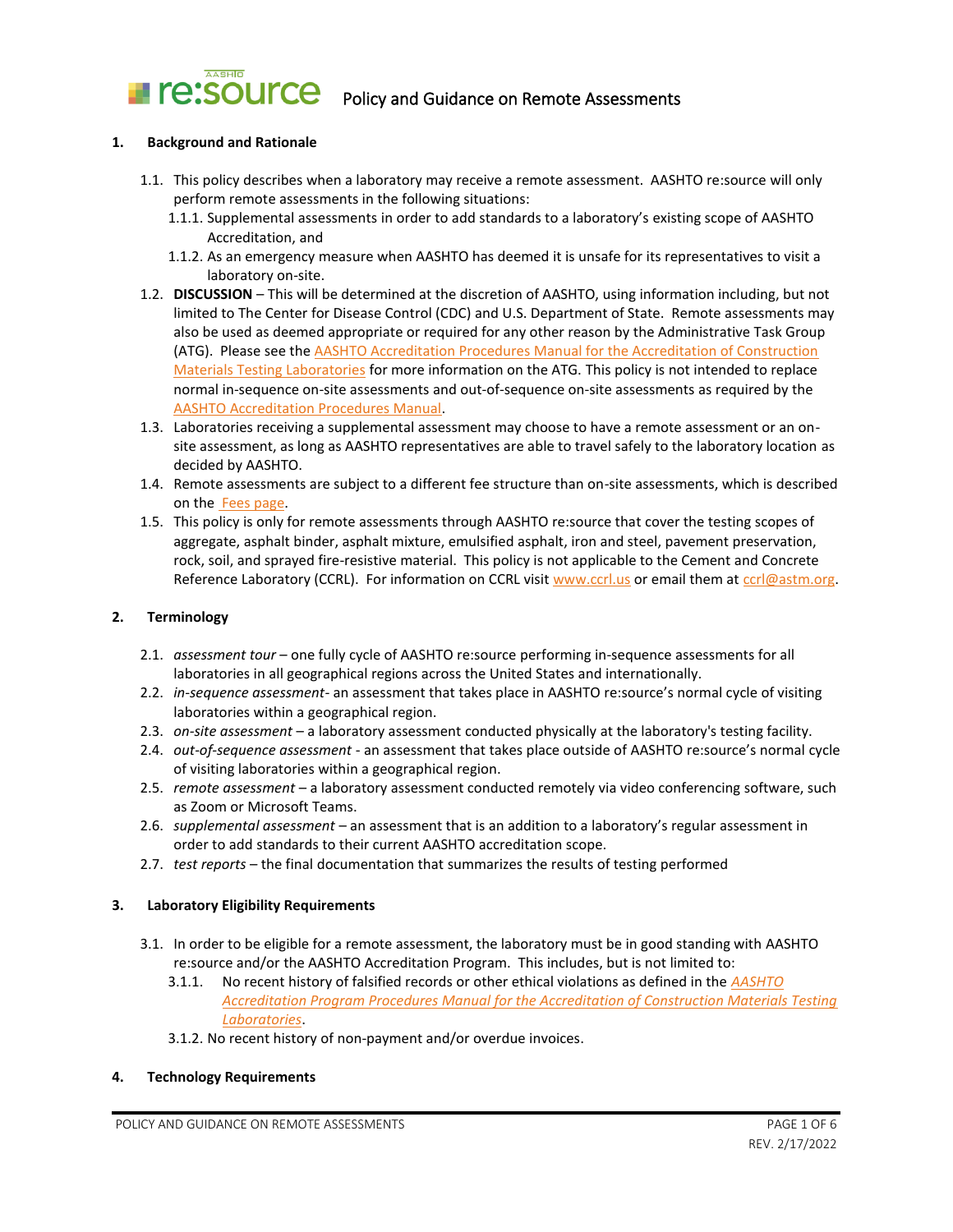# Policy and Guidance on Remote Assessments

## 1. Background and Rationale

1.1. This policy describes when a laboratory may receive a remote assessment. AASHTO re:source will only perform remote assessments in the following situations:

1.1.1. Supplemental assessments in order to add standards to a laboratory's existing scope of AASHTO Accreditation, and

1.1.2. As an emergency measure when AASHTO has deemed it is unsafe for its representatives to visit a laboratory on-site.

1.2. **DISCUSSION** – This will be determined at the discretion of AASHTO, using information including, but not limited to The Center for Disease Control (CDC) and U.S. Department of State. Remote assessments may also be used as deemed appropriate or required for any other reason by the Administrative Task Group (ATG). Please see the AASHTO Accreditation Procedures Manual for the Accreditation of Construction Materials Testing Laboratories for more information on the ATG. This policy is not intended to replace normal in-sequence on-site assessments and out-of-sequence on-site assessments as required by the AASHTO Accreditation Procedures Manual.

1.3. Laboratories receiving a supplemental assessment may choose to have a remote assessment or an on-site assessment, as long as AASHTO representatives are able to travel safely to the laboratory location as decided by AASHTO.

1.4. Remote assessments are subject to a different fee structure than on-site assessments, which is described on the Fees page.

1.5. This policy is only for remote assessments through AASHTO re:source that cover the testing scopes of aggregate, asphalt binder, asphalt mixture, emulsified asphalt, iron and steel, pavement preservation, rock, soil, and sprayed fire-resistive material. This policy is not applicable to the Cement and Concrete Reference Laboratory (CCRL). For information on CCRL visit www.ccrl.us or email them at ccrl@astm.org.

## 2. Terminology

2.1. *assessment tour* – one fully cycle of AASHTO re:source performing in-sequence assessments for all laboratories in all geographical regions across the United States and internationally.

2.2. *in-sequence assessment*- an assessment that takes place in AASHTO re:source's normal cycle of visiting laboratories within a geographical region.

2.3. *on-site assessment* – a laboratory assessment conducted physically at the laboratory's testing facility.

2.4. *out-of-sequence assessment* - an assessment that takes place outside of AASHTO re:source's normal cycle of visiting laboratories within a geographical region.

2.5. *remote assessment* – a laboratory assessment conducted remotely via video conferencing software, such as Zoom or Microsoft Teams.

2.6. *supplemental assessment* – an assessment that is an addition to a laboratory's regular assessment in order to add standards to their current AASHTO accreditation scope.

2.7. *test reports* – the final documentation that summarizes the results of testing performed

## 3. Laboratory Eligibility Requirements

3.1. In order to be eligible for a remote assessment, the laboratory must be in good standing with AASHTO re:source and/or the AASHTO Accreditation Program. This includes, but is not limited to:

3.1.1. No recent history of falsified records or other ethical violations as defined in the *AASHTO Accreditation Program Procedures Manual for the Accreditation of Construction Materials Testing Laboratories*.

3.1.2. No recent history of non-payment and/or overdue invoices.

## 4. Technology Requirements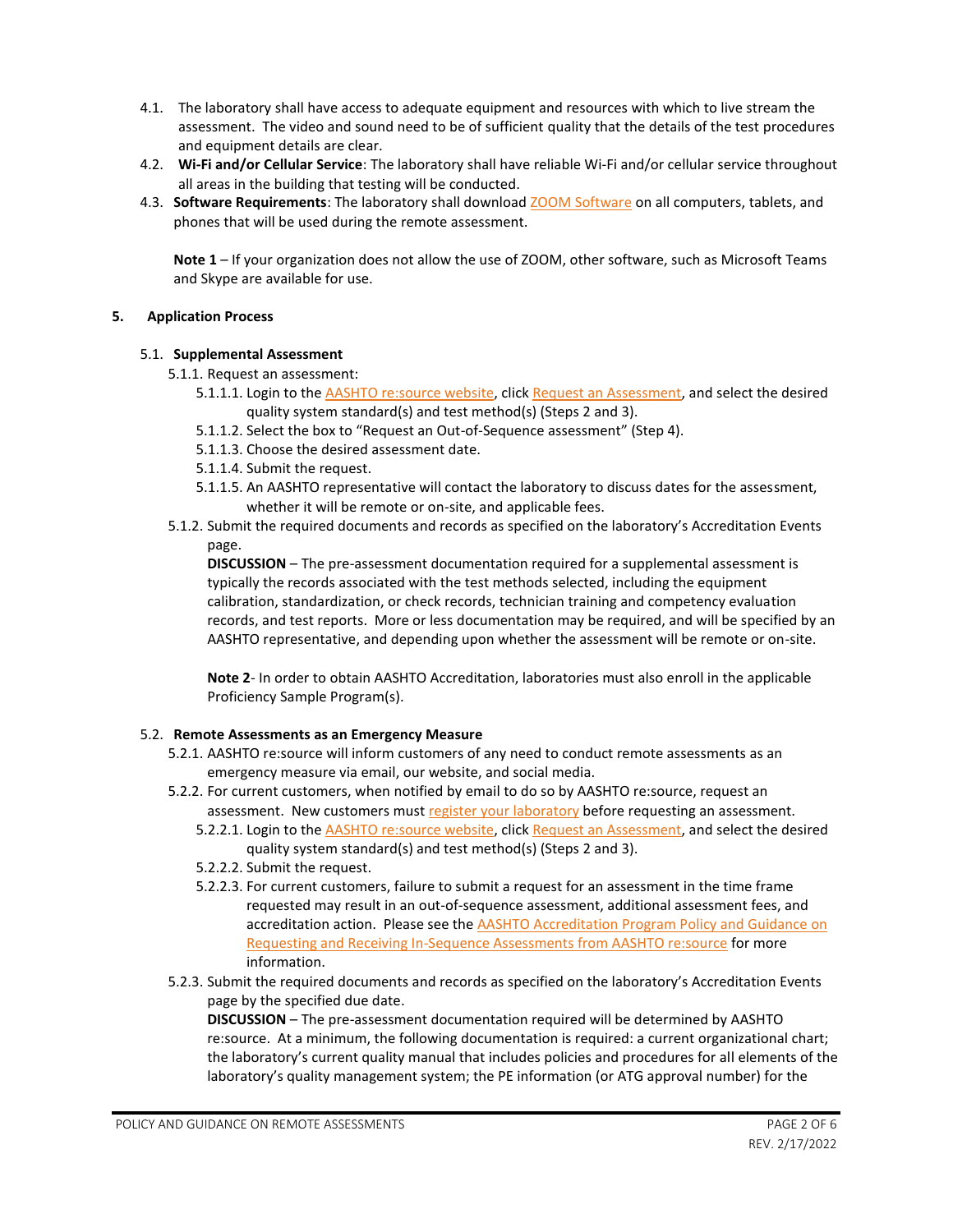4.1. The laboratory shall have access to adequate equipment and resources with which to live stream the assessment. The video and sound need to be of sufficient quality that the details of the test procedures and equipment details are clear.

4.2. **Wi-Fi and/or Cellular Service**: The laboratory shall have reliable Wi-Fi and/or cellular service throughout all areas in the building that testing will be conducted.

4.3. **Software Requirements**: The laboratory shall download ZOOM Software on all computers, tablets, and phones that will be used during the remote assessment.

**Note 1** – If your organization does not allow the use of ZOOM, other software, such as Microsoft Teams and Skype are available for use.

## 5. Application Process

### 5.1. Supplemental Assessment

5.1.1. Request an assessment:

5.1.1.1. Login to the AASHTO re:source website, click Request an Assessment, and select the desired quality system standard(s) and test method(s) (Steps 2 and 3).

5.1.1.2. Select the box to "Request an Out-of-Sequence assessment" (Step 4).

5.1.1.3. Choose the desired assessment date.

5.1.1.4. Submit the request.

5.1.1.5. An AASHTO representative will contact the laboratory to discuss dates for the assessment, whether it will be remote or on-site, and applicable fees.

5.1.2. Submit the required documents and records as specified on the laboratory's Accreditation Events page.

**DISCUSSION** – The pre-assessment documentation required for a supplemental assessment is typically the records associated with the test methods selected, including the equipment calibration, standardization, or check records, technician training and competency evaluation records, and test reports. More or less documentation may be required, and will be specified by an AASHTO representative, and depending upon whether the assessment will be remote or on-site.

**Note 2**- In order to obtain AASHTO Accreditation, laboratories must also enroll in the applicable Proficiency Sample Program(s).

### 5.2. Remote Assessments as an Emergency Measure

5.2.1. AASHTO re:source will inform customers of any need to conduct remote assessments as an emergency measure via email, our website, and social media.

5.2.2. For current customers, when notified by email to do so by AASHTO re:source, request an assessment. New customers must register your laboratory before requesting an assessment.

5.2.2.1. Login to the AASHTO re:source website, click Request an Assessment, and select the desired quality system standard(s) and test method(s) (Steps 2 and 3).

5.2.2.2. Submit the request.

5.2.2.3. For current customers, failure to submit a request for an assessment in the time frame requested may result in an out-of-sequence assessment, additional assessment fees, and accreditation action. Please see the AASHTO Accreditation Program Policy and Guidance on Requesting and Receiving In-Sequence Assessments from AASHTO re:source for more information.

5.2.3. Submit the required documents and records as specified on the laboratory's Accreditation Events page by the specified due date.

**DISCUSSION** – The pre-assessment documentation required will be determined by AASHTO re:source. At a minimum, the following documentation is required: a current organizational chart; the laboratory's current quality manual that includes policies and procedures for all elements of the laboratory's quality management system; the PE information (or ATG approval number) for the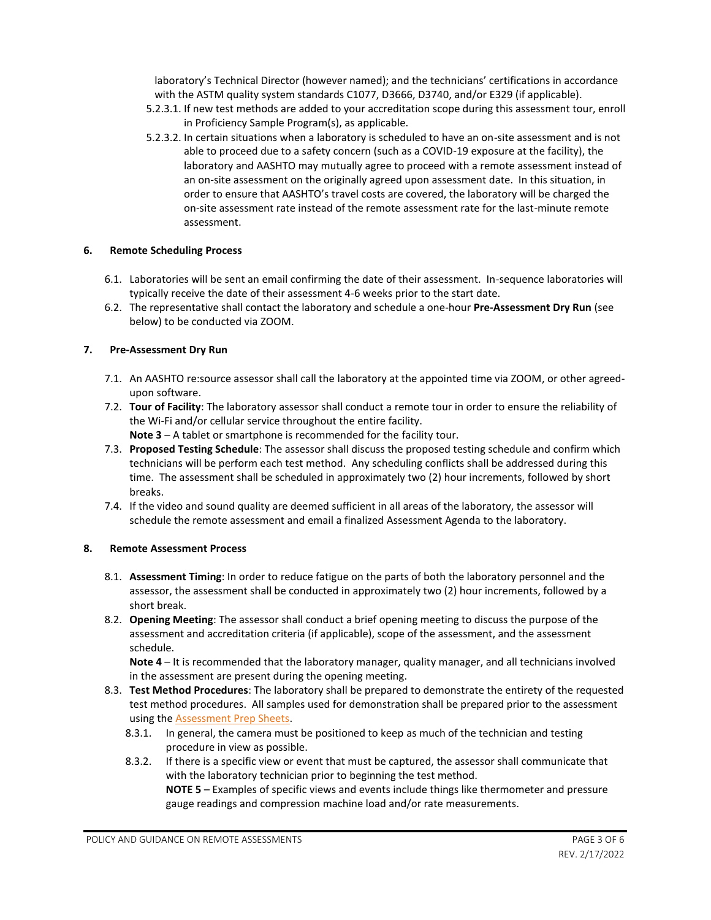laboratory's Technical Director (however named); and the technicians' certifications in accordance with the ASTM quality system standards C1077, D3666, D3740, and/or E329 (if applicable).

5.2.3.1. If new test methods are added to your accreditation scope during this assessment tour, enroll in Proficiency Sample Program(s), as applicable.

5.2.3.2. In certain situations when a laboratory is scheduled to have an on-site assessment and is not able to proceed due to a safety concern (such as a COVID-19 exposure at the facility), the laboratory and AASHTO may mutually agree to proceed with a remote assessment instead of an on-site assessment on the originally agreed upon assessment date. In this situation, in order to ensure that AASHTO's travel costs are covered, the laboratory will be charged the on-site assessment rate instead of the remote assessment rate for the last-minute remote assessment.

## 6. Remote Scheduling Process

6.1. Laboratories will be sent an email confirming the date of their assessment. In-sequence laboratories will typically receive the date of their assessment 4-6 weeks prior to the start date.

6.2. The representative shall contact the laboratory and schedule a one-hour **Pre-Assessment Dry Run** (see below) to be conducted via ZOOM.

## 7. Pre-Assessment Dry Run

7.1. An AASHTO re:source assessor shall call the laboratory at the appointed time via ZOOM, or other agreed-upon software.

7.2. **Tour of Facility**: The laboratory assessor shall conduct a remote tour in order to ensure the reliability of the Wi-Fi and/or cellular service throughout the entire facility.
**Note 3** – A tablet or smartphone is recommended for the facility tour.

7.3. **Proposed Testing Schedule**: The assessor shall discuss the proposed testing schedule and confirm which technicians will be perform each test method. Any scheduling conflicts shall be addressed during this time. The assessment shall be scheduled in approximately two (2) hour increments, followed by short breaks.

7.4. If the video and sound quality are deemed sufficient in all areas of the laboratory, the assessor will schedule the remote assessment and email a finalized Assessment Agenda to the laboratory.

## 8. Remote Assessment Process

8.1. **Assessment Timing**: In order to reduce fatigue on the parts of both the laboratory personnel and the assessor, the assessment shall be conducted in approximately two (2) hour increments, followed by a short break.

8.2. **Opening Meeting**: The assessor shall conduct a brief opening meeting to discuss the purpose of the assessment and accreditation criteria (if applicable), scope of the assessment, and the assessment schedule.
**Note 4** – It is recommended that the laboratory manager, quality manager, and all technicians involved in the assessment are present during the opening meeting.

8.3. **Test Method Procedures**: The laboratory shall be prepared to demonstrate the entirety of the requested test method procedures. All samples used for demonstration shall be prepared prior to the assessment using the Assessment Prep Sheets.

8.3.1. In general, the camera must be positioned to keep as much of the technician and testing procedure in view as possible.

8.3.2. If there is a specific view or event that must be captured, the assessor shall communicate that with the laboratory technician prior to beginning the test method.
**NOTE 5** – Examples of specific views and events include things like thermometer and pressure gauge readings and compression machine load and/or rate measurements.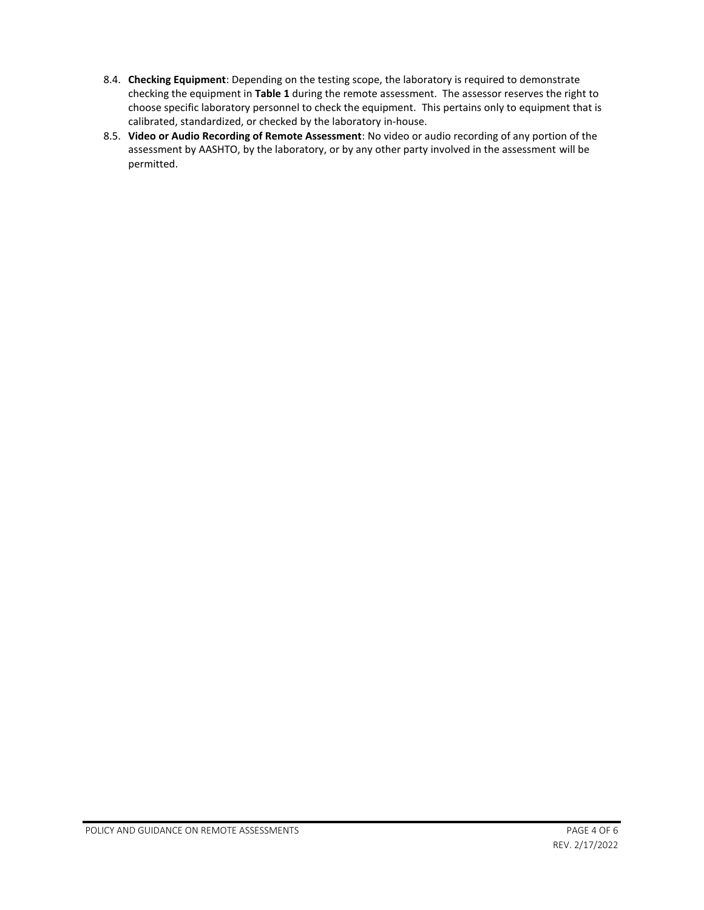8.4. **Checking Equipment**: Depending on the testing scope, the laboratory is required to demonstrate checking the equipment in **Table 1** during the remote assessment. The assessor reserves the right to choose specific laboratory personnel to check the equipment. This pertains only to equipment that is calibrated, standardized, or checked by the laboratory in-house.

8.5. **Video or Audio Recording of Remote Assessment**: No video or audio recording of any portion of the assessment by AASHTO, by the laboratory, or by any other party involved in the assessment will be permitted.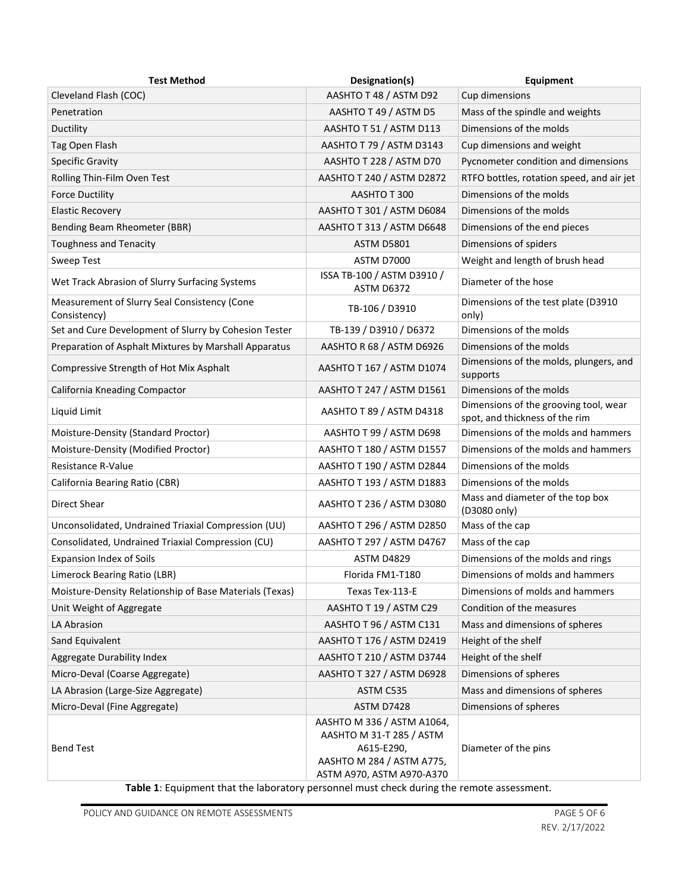| Test Method | Designation(s) | Equipment |
|---|---|---|
| Cleveland Flash (COC) | AASHTO T 48 / ASTM D92 | Cup dimensions |
| Penetration | AASHTO T 49 / ASTM D5 | Mass of the spindle and weights |
| Ductility | AASHTO T 51 / ASTM D113 | Dimensions of the molds |
| Tag Open Flash | AASHTO T 79 / ASTM D3143 | Cup dimensions and weight |
| Specific Gravity | AASHTO T 228 / ASTM D70 | Pycnometer condition and dimensions |
| Rolling Thin-Film Oven Test | AASHTO T 240 / ASTM D2872 | RTFO bottles, rotation speed, and air jet |
| Force Ductility | AASHTO T 300 | Dimensions of the molds |
| Elastic Recovery | AASHTO T 301 / ASTM D6084 | Dimensions of the molds |
| Bending Beam Rheometer (BBR) | AASHTO T 313 / ASTM D6648 | Dimensions of the end pieces |
| Toughness and Tenacity | ASTM D5801 | Dimensions of spiders |
| Sweep Test | ASTM D7000 | Weight and length of brush head |
| Wet Track Abrasion of Slurry Surfacing Systems | ISSA TB-100 / ASTM D3910 / ASTM D6372 | Diameter of the hose |
| Measurement of Slurry Seal Consistency (Cone Consistency) | TB-106 / D3910 | Dimensions of the test plate (D3910 only) |
| Set and Cure Development of Slurry by Cohesion Tester | TB-139 / D3910 / D6372 | Dimensions of the molds |
| Preparation of Asphalt Mixtures by Marshall Apparatus | AASHTO R 68 / ASTM D6926 | Dimensions of the molds |
| Compressive Strength of Hot Mix Asphalt | AASHTO T 167 / ASTM D1074 | Dimensions of the molds, plungers, and supports |
| California Kneading Compactor | AASHTO T 247 / ASTM D1561 | Dimensions of the molds |
| Liquid Limit | AASHTO T 89 / ASTM D4318 | Dimensions of the grooving tool, wear spot, and thickness of the rim |
| Moisture-Density (Standard Proctor) | AASHTO T 99 / ASTM D698 | Dimensions of the molds and hammers |
| Moisture-Density (Modified Proctor) | AASHTO T 180 / ASTM D1557 | Dimensions of the molds and hammers |
| Resistance R-Value | AASHTO T 190 / ASTM D2844 | Dimensions of the molds |
| California Bearing Ratio (CBR) | AASHTO T 193 / ASTM D1883 | Dimensions of the molds |
| Direct Shear | AASHTO T 236 / ASTM D3080 | Mass and diameter of the top box (D3080 only) |
| Unconsolidated, Undrained Triaxial Compression (UU) | AASHTO T 296 / ASTM D2850 | Mass of the cap |
| Consolidated, Undrained Triaxial Compression (CU) | AASHTO T 297 / ASTM D4767 | Mass of the cap |
| Expansion Index of Soils | ASTM D4829 | Dimensions of the molds and rings |
| Limerock Bearing Ratio (LBR) | Florida FM1-T180 | Dimensions of molds and hammers |
| Moisture-Density Relationship of Base Materials (Texas) | Texas Tex-113-E | Dimensions of molds and hammers |
| Unit Weight of Aggregate | AASHTO T 19 / ASTM C29 | Condition of the measures |
| LA Abrasion | AASHTO T 96 / ASTM C131 | Mass and dimensions of spheres |
| Sand Equivalent | AASHTO T 176 / ASTM D2419 | Height of the shelf |
| Aggregate Durability Index | AASHTO T 210 / ASTM D3744 | Height of the shelf |
| Micro-Deval (Coarse Aggregate) | AASHTO T 327 / ASTM D6928 | Dimensions of spheres |
| LA Abrasion (Large-Size Aggregate) | ASTM C535 | Mass and dimensions of spheres |
| Micro-Deval (Fine Aggregate) | ASTM D7428 | Dimensions of spheres |
| Bend Test | AASHTO M 336 / ASTM A1064, AASHTO M 31-T 285 / ASTM A615-E290, AASHTO M 284 / ASTM A775, ASTM A970, ASTM A970-A370 | Diameter of the pins |

**Table 1**: Equipment that the laboratory personnel must check during the remote assessment.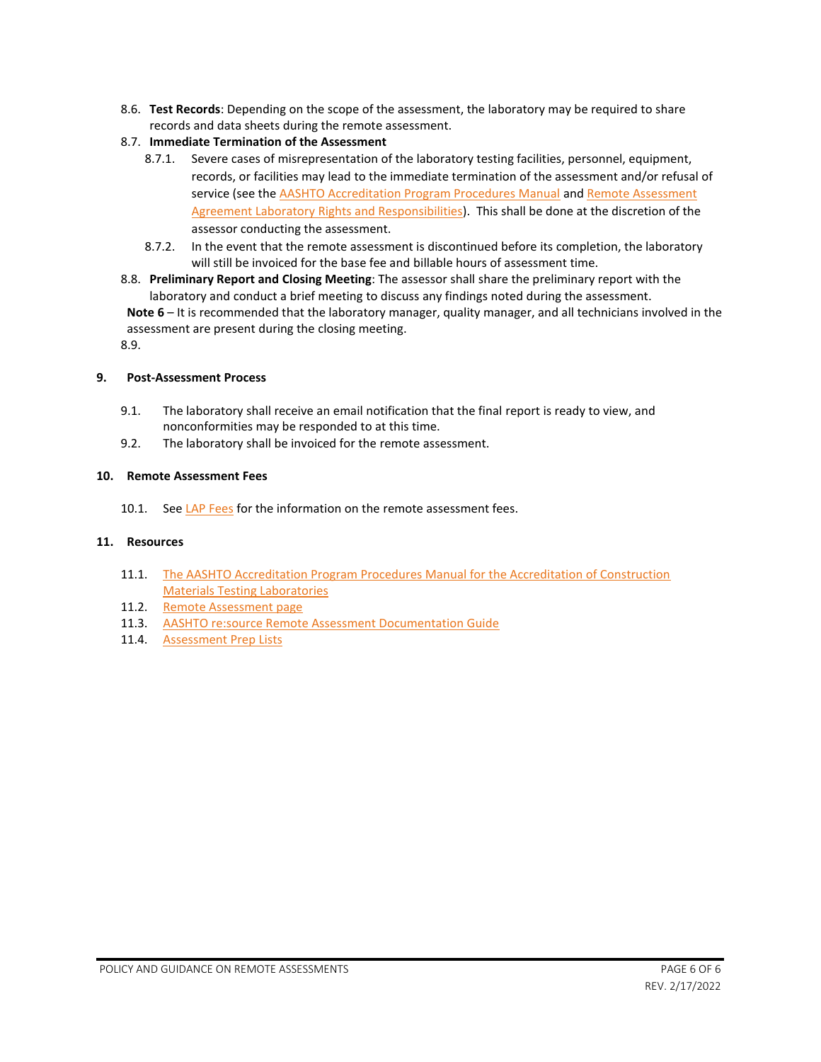8.6. **Test Records**: Depending on the scope of the assessment, the laboratory may be required to share records and data sheets during the remote assessment.

8.7. **Immediate Termination of the Assessment**

8.7.1. Severe cases of misrepresentation of the laboratory testing facilities, personnel, equipment, records, or facilities may lead to the immediate termination of the assessment and/or refusal of service (see the AASHTO Accreditation Program Procedures Manual and Remote Assessment Agreement Laboratory Rights and Responsibilities). This shall be done at the discretion of the assessor conducting the assessment.

8.7.2. In the event that the remote assessment is discontinued before its completion, the laboratory will still be invoiced for the base fee and billable hours of assessment time.

8.8. **Preliminary Report and Closing Meeting**: The assessor shall share the preliminary report with the laboratory and conduct a brief meeting to discuss any findings noted during the assessment.

**Note 6** – It is recommended that the laboratory manager, quality manager, and all technicians involved in the assessment are present during the closing meeting.

8.9.

## 9. Post-Assessment Process

9.1. The laboratory shall receive an email notification that the final report is ready to view, and nonconformities may be responded to at this time.

9.2. The laboratory shall be invoiced for the remote assessment.

## 10. Remote Assessment Fees

10.1. See LAP Fees for the information on the remote assessment fees.

## 11. Resources

11.1. The AASHTO Accreditation Program Procedures Manual for the Accreditation of Construction Materials Testing Laboratories

11.2. Remote Assessment page

11.3. AASHTO re:source Remote Assessment Documentation Guide

11.4. Assessment Prep Lists